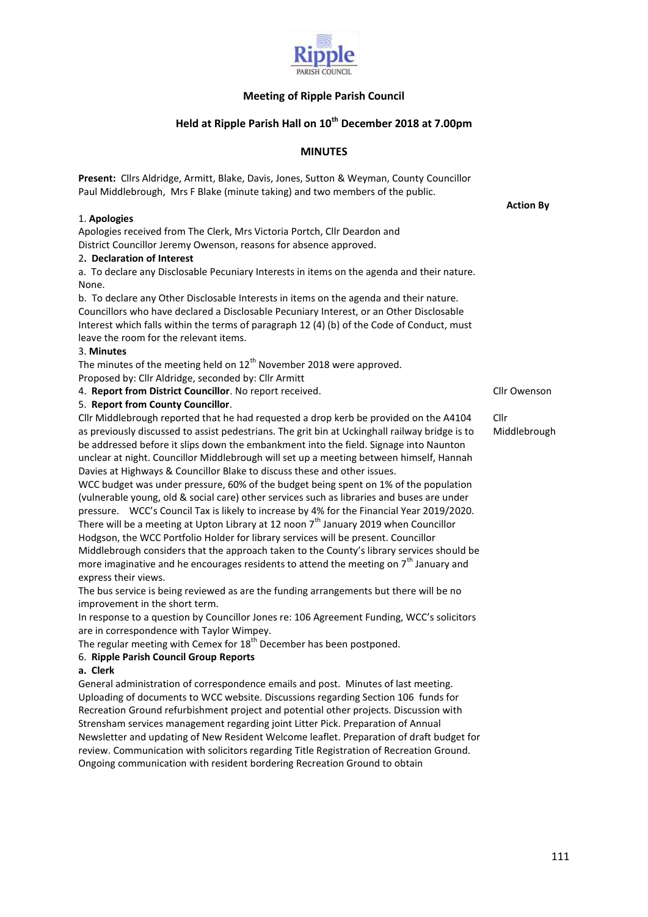**Ripple PARISH COUNCIL**

# Meeting of Ripple Parish Council

## Held at Ripple Parish Hall on 10th December 2018 at 7.00pm

## MINUTES

**Present:** Cllrs Aldridge, Armitt, Blake, Davis, Jones, Sutton & Weyman, County Councillor Paul Middlebrough, Mrs F Blake (minute taking) and two members of the public.

**Action By**

1. **Apologies**

Apologies received from The Clerk, Mrs Victoria Portch, Cllr Deardon and District Councillor Jeremy Owenson, reasons for absence approved.

2. **Declaration of Interest**

a. To declare any Disclosable Pecuniary Interests in items on the agenda and their nature. None.

b. To declare any Other Disclosable Interests in items on the agenda and their nature. Councillors who have declared a Disclosable Pecuniary Interest, or an Other Disclosable Interest which falls within the terms of paragraph 12 (4) (b) of the Code of Conduct, must leave the room for the relevant items.

3. **Minutes**

The minutes of the meeting held on 12th November 2018 were approved.
Proposed by: Cllr Aldridge, seconded by: Cllr Armitt

4. **Report from District Councillor**. No report received. — *Cllr Owenson*

5. **Report from County Councillor**. — *Cllr Middlebrough*

Cllr Middlebrough reported that he had requested a drop kerb be provided on the A4104 as previously discussed to assist pedestrians. The grit bin at Uckinghall railway bridge is to be addressed before it slips down the embankment into the field. Signage into Naunton unclear at night. Councillor Middlebrough will set up a meeting between himself, Hannah Davies at Highways & Councillor Blake to discuss these and other issues.

WCC budget was under pressure, 60% of the budget being spent on 1% of the population (vulnerable young, old & social care) other services such as libraries and buses are under pressure. WCC's Council Tax is likely to increase by 4% for the Financial Year 2019/2020. There will be a meeting at Upton Library at 12 noon 7th January 2019 when Councillor Hodgson, the WCC Portfolio Holder for library services will be present. Councillor Middlebrough considers that the approach taken to the County's library services should be more imaginative and he encourages residents to attend the meeting on 7th January and express their views.

The bus service is being reviewed as are the funding arrangements but there will be no improvement in the short term.

In response to a question by Councillor Jones re: 106 Agreement Funding, WCC's solicitors are in correspondence with Taylor Wimpey.

The regular meeting with Cemex for 18th December has been postponed.

6. **Ripple Parish Council Group Reports**

**a. Clerk**

General administration of correspondence emails and post. Minutes of last meeting. Uploading of documents to WCC website. Discussions regarding Section 106 funds for Recreation Ground refurbishment project and potential other projects. Discussion with Strensham services management regarding joint Litter Pick. Preparation of Annual Newsletter and updating of New Resident Welcome leaflet. Preparation of draft budget for review. Communication with solicitors regarding Title Registration of Recreation Ground. Ongoing communication with resident bordering Recreation Ground to obtain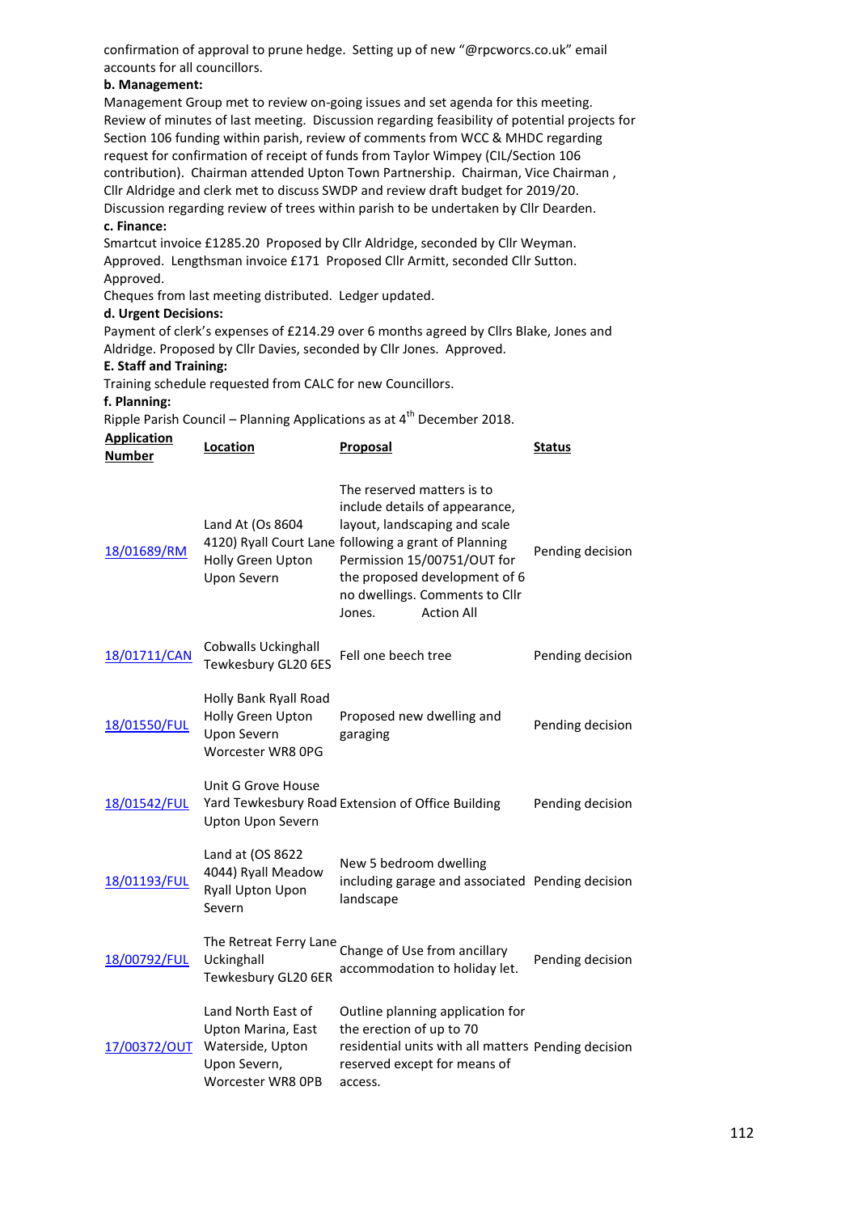confirmation of approval to prune hedge. Setting up of new "@rpcworcs.co.uk" email accounts for all councillors.

**b. Management:**

Management Group met to review on-going issues and set agenda for this meeting. Review of minutes of last meeting. Discussion regarding feasibility of potential projects for Section 106 funding within parish, review of comments from WCC & MHDC regarding request for confirmation of receipt of funds from Taylor Wimpey (CIL/Section 106 contribution). Chairman attended Upton Town Partnership. Chairman, Vice Chairman , Cllr Aldridge and clerk met to discuss SWDP and review draft budget for 2019/20. Discussion regarding review of trees within parish to be undertaken by Cllr Dearden.

**c. Finance:**

Smartcut invoice £1285.20 Proposed by Cllr Aldridge, seconded by Cllr Weyman. Approved. Lengthsman invoice £171 Proposed Cllr Armitt, seconded Cllr Sutton. Approved.

Cheques from last meeting distributed. Ledger updated.

**d. Urgent Decisions:**

Payment of clerk's expenses of £214.29 over 6 months agreed by Cllrs Blake, Jones and Aldridge. Proposed by Cllr Davies, seconded by Cllr Jones. Approved.

**E. Staff and Training:**

Training schedule requested from CALC for new Councillors.

**f. Planning:**

Ripple Parish Council – Planning Applications as at 4th December 2018.

| Application Number | Location | Proposal | Status |
|---|---|---|---|
| 18/01689/RM | Land At (Os 8604 4120) Ryall Court Lane Holly Green Upton Upon Severn | The reserved matters is to include details of appearance, layout, landscaping and scale following a grant of Planning Permission 15/00751/OUT for the proposed development of 6 no dwellings. Comments to Cllr Jones. Action All | Pending decision |
| 18/01711/CAN | Cobwalls Uckinghall Tewkesbury GL20 6ES | Fell one beech tree | Pending decision |
| 18/01550/FUL | Holly Bank Ryall Road Holly Green Upton Upon Severn Worcester WR8 0PG | Proposed new dwelling and garaging | Pending decision |
| 18/01542/FUL | Unit G Grove House Yard Tewkesbury Road Upton Upon Severn | Extension of Office Building | Pending decision |
| 18/01193/FUL | Land at (OS 8622 4044) Ryall Meadow Ryall Upton Upon Severn | New 5 bedroom dwelling including garage and associated landscape | Pending decision |
| 18/00792/FUL | The Retreat Ferry Lane Uckinghall Tewkesbury GL20 6ER | Change of Use from ancillary accommodation to holiday let. | Pending decision |
| 17/00372/OUT | Land North East of Upton Marina, East Waterside, Upton Upon Severn, Worcester WR8 0PB | Outline planning application for the erection of up to 70 residential units with all matters reserved except for means of access. | Pending decision |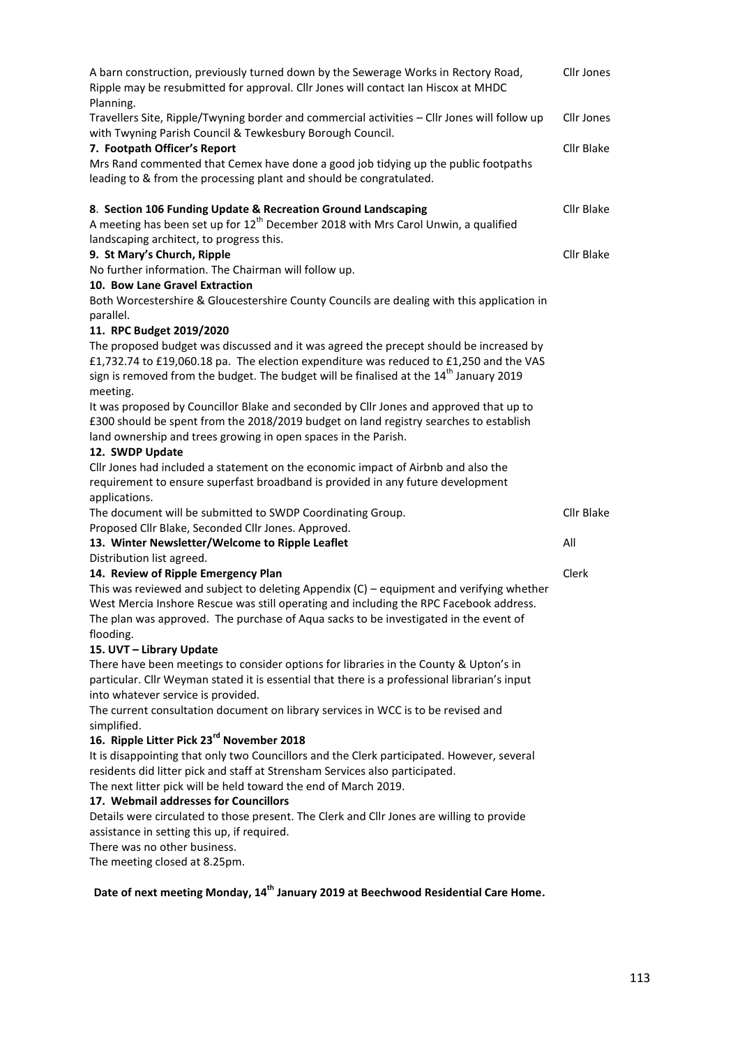A barn construction, previously turned down by the Sewerage Works in Rectory Road, Ripple may be resubmitted for approval. Cllr Jones will contact Ian Hiscox at MHDC Planning. — Cllr Jones

Travellers Site, Ripple/Twyning border and commercial activities – Cllr Jones will follow up with Twyning Parish Council & Tewkesbury Borough Council. — Cllr Jones

**7. Footpath Officer's Report** — Cllr Blake

Mrs Rand commented that Cemex have done a good job tidying up the public footpaths leading to & from the processing plant and should be congratulated.

**8. Section 106 Funding Update & Recreation Ground Landscaping** — Cllr Blake

A meeting has been set up for 12th December 2018 with Mrs Carol Unwin, a qualified landscaping architect, to progress this.

**9. St Mary's Church, Ripple** — Cllr Blake

No further information. The Chairman will follow up.

**10. Bow Lane Gravel Extraction**

Both Worcestershire & Gloucestershire County Councils are dealing with this application in parallel.

**11. RPC Budget 2019/2020**

The proposed budget was discussed and it was agreed the precept should be increased by £1,732.74 to £19,060.18 pa. The election expenditure was reduced to £1,250 and the VAS sign is removed from the budget. The budget will be finalised at the 14th January 2019 meeting.

It was proposed by Councillor Blake and seconded by Cllr Jones and approved that up to £300 should be spent from the 2018/2019 budget on land registry searches to establish land ownership and trees growing in open spaces in the Parish.

**12. SWDP Update**

Cllr Jones had included a statement on the economic impact of Airbnb and also the requirement to ensure superfast broadband is provided in any future development applications.

The document will be submitted to SWDP Coordinating Group. — Cllr Blake

Proposed Cllr Blake, Seconded Cllr Jones. Approved.

**13. Winter Newsletter/Welcome to Ripple Leaflet** — All

Distribution list agreed.

**14. Review of Ripple Emergency Plan** — Clerk

This was reviewed and subject to deleting Appendix (C) – equipment and verifying whether West Mercia Inshore Rescue was still operating and including the RPC Facebook address. The plan was approved. The purchase of Aqua sacks to be investigated in the event of flooding.

**15. UVT – Library Update**

There have been meetings to consider options for libraries in the County & Upton's in particular. Cllr Weyman stated it is essential that there is a professional librarian's input into whatever service is provided.

The current consultation document on library services in WCC is to be revised and simplified.

**16. Ripple Litter Pick 23rd November 2018**

It is disappointing that only two Councillors and the Clerk participated. However, several residents did litter pick and staff at Strensham Services also participated.

The next litter pick will be held toward the end of March 2019.

**17. Webmail addresses for Councillors**

Details were circulated to those present. The Clerk and Cllr Jones are willing to provide assistance in setting this up, if required.

There was no other business.

The meeting closed at 8.25pm.

**Date of next meeting Monday, 14th January 2019 at Beechwood Residential Care Home.**